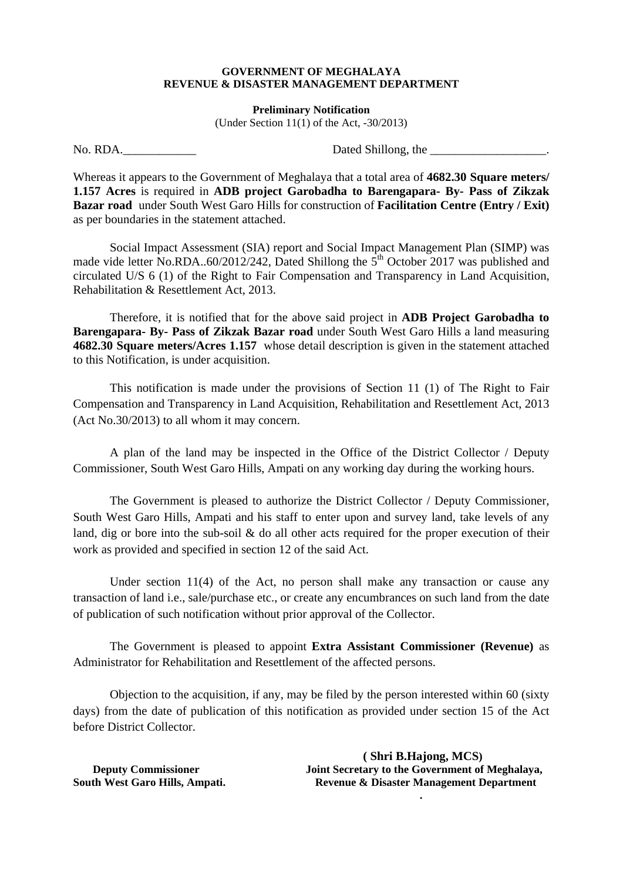**GOVERNMENT OF MEGHALAYA**
**REVENUE & DISASTER MANAGEMENT DEPARTMENT**

**Preliminary Notification**
(Under Section 11(1) of the Act, -30/2013)

No. RDA.____________ Dated Shillong, the ___________________.

Whereas it appears to the Government of Meghalaya that a total area of **4682.30 Square meters/ 1.157 Acres** is required in **ADB project Garobadha to Barengapara- By- Pass of Zikzak Bazar road** under South West Garo Hills for construction of **Facilitation Centre (Entry / Exit)** as per boundaries in the statement attached.

Social Impact Assessment (SIA) report and Social Impact Management Plan (SIMP) was made vide letter No.RDA..60/2012/242, Dated Shillong the 5th October 2017 was published and circulated U/S 6 (1) of the Right to Fair Compensation and Transparency in Land Acquisition, Rehabilitation & Resettlement Act, 2013.

Therefore, it is notified that for the above said project in **ADB Project Garobadha to Barengapara- By- Pass of Zikzak Bazar road** under South West Garo Hills a land measuring **4682.30 Square meters/Acres 1.157** whose detail description is given in the statement attached to this Notification, is under acquisition.

This notification is made under the provisions of Section 11 (1) of The Right to Fair Compensation and Transparency in Land Acquisition, Rehabilitation and Resettlement Act, 2013 (Act No.30/2013) to all whom it may concern.

A plan of the land may be inspected in the Office of the District Collector / Deputy Commissioner, South West Garo Hills, Ampati on any working day during the working hours.

The Government is pleased to authorize the District Collector / Deputy Commissioner, South West Garo Hills, Ampati and his staff to enter upon and survey land, take levels of any land, dig or bore into the sub-soil & do all other acts required for the proper execution of their work as provided and specified in section 12 of the said Act.

Under section 11(4) of the Act, no person shall make any transaction or cause any transaction of land i.e., sale/purchase etc., or create any encumbrances on such land from the date of publication of such notification without prior approval of the Collector.

The Government is pleased to appoint **Extra Assistant Commissioner (Revenue)** as Administrator for Rehabilitation and Resettlement of the affected persons.

Objection to the acquisition, if any, may be filed by the person interested within 60 (sixty days) from the date of publication of this notification as provided under section 15 of the Act before District Collector.

**( Shri B.Hajong, MCS)**
**Joint Secretary to the Government of Meghalaya,**
**Revenue & Disaster Management Department**

**Deputy Commissioner**
**South West Garo Hills, Ampati.**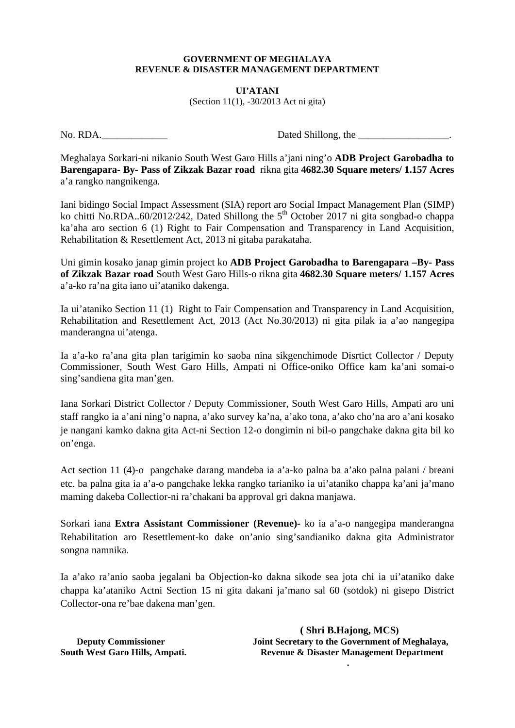**GOVERNMENT OF MEGHALAYA**
**REVENUE & DISASTER MANAGEMENT DEPARTMENT**

**UI'ATANI**
(Section 11(1), -30/2013 Act ni gita)

No. RDA.\_\_\_\_\_\_\_\_\_\_\_\_\_ Dated Shillong, the \_\_\_\_\_\_\_\_\_\_\_\_\_\_\_\_\_\_.

Meghalaya Sorkari-ni nikanio South West Garo Hills a'jani ning'o **ADB Project Garobadha to Barengapara- By- Pass of Zikzak Bazar road** rikna gita **4682.30 Square meters/ 1.157 Acres** a'a rangko nangnikenga.

Iani bidingo Social Impact Assessment (SIA) report aro Social Impact Management Plan (SIMP) ko chitti No.RDA..60/2012/242, Dated Shillong the 5th October 2017 ni gita songbad-o chappa ka'aha aro section 6 (1) Right to Fair Compensation and Transparency in Land Acquisition, Rehabilitation & Resettlement Act, 2013 ni gitaba parakataha.

Uni gimin kosako janap gimin project ko **ADB Project Garobadha to Barengapara –By- Pass of Zikzak Bazar road** South West Garo Hills-o rikna gita **4682.30 Square meters/ 1.157 Acres** a'a-ko ra'na gita iano ui'ataniko dakenga.

Ia ui'ataniko Section 11 (1) Right to Fair Compensation and Transparency in Land Acquisition, Rehabilitation and Resettlement Act, 2013 (Act No.30/2013) ni gita pilak ia a'ao nangegipa manderangna ui'atenga.

Ia a'a-ko ra'ana gita plan tarigimin ko saoba nina sikgenchimode Disrtict Collector / Deputy Commissioner, South West Garo Hills, Ampati ni Office-oniko Office kam ka'ani somai-o sing'sandiena gita man'gen.

Iana Sorkari District Collector / Deputy Commissioner, South West Garo Hills, Ampati aro uni staff rangko ia a'ani ning'o napna, a'ako survey ka'na, a'ako tona, a'ako cho'na aro a'ani kosako je nangani kamko dakna gita Act-ni Section 12-o dongimin ni bil-o pangchake dakna gita bil ko on'enga.

Act section 11 (4)-o pangchake darang mandeba ia a'a-ko palna ba a'ako palna palani / breani etc. ba palna gita ia a'a-o pangchake lekka rangko tarianiko ia ui'ataniko chappa ka'ani ja'mano maming dakeba Collectior-ni ra'chakani ba approval gri dakna manjawa.

Sorkari iana **Extra Assistant Commissioner (Revenue)-** ko ia a'a-o nangegipa manderangna Rehabilitation aro Resettlement-ko dake on'anio sing'sandianiko dakna gita Administrator songna namnika.

Ia a'ako ra'anio saoba jegalani ba Objection-ko dakna sikode sea jota chi ia ui'ataniko dake chappa ka'ataniko Actni Section 15 ni gita dakani ja'mano sal 60 (sotdok) ni gisepo District Collector-ona re'bae dakena man'gen.

**( Shri B.Hajong, MCS)**
**Joint Secretary to the Government of Meghalaya,**
**Revenue & Disaster Management Department**

**Deputy Commissioner**
**South West Garo Hills, Ampati.**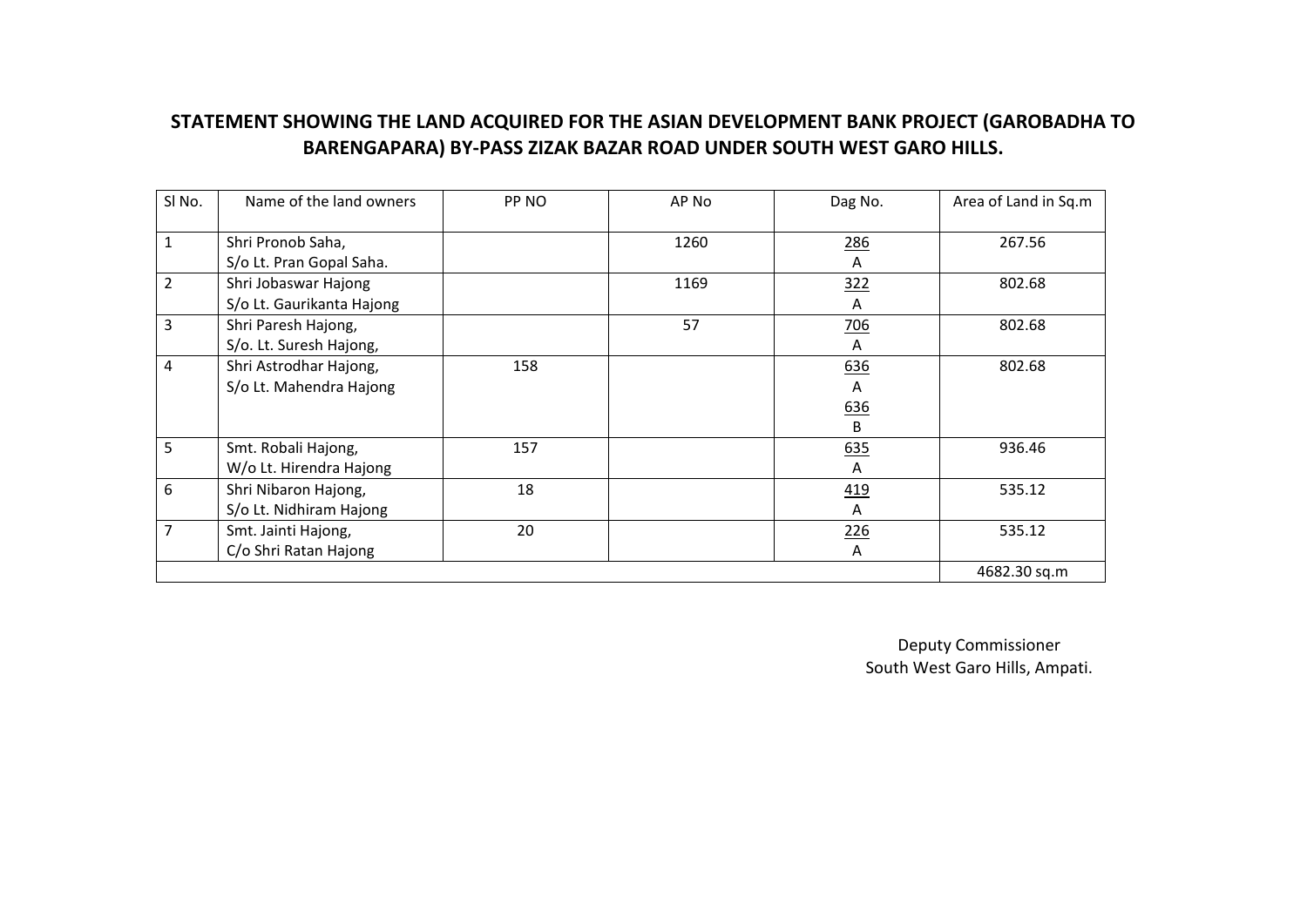**STATEMENT SHOWING THE LAND ACQUIRED FOR THE ASIAN DEVELOPMENT BANK PROJECT (GAROBADHA TO BARENGAPARA) BY-PASS ZIZAK BAZAR ROAD UNDER SOUTH WEST GARO HILLS.**

| Sl No. | Name of the land owners | PP NO | AP No | Dag No. | Area of Land in Sq.m |
|---|---|---|---|---|---|
| 1 | Shri Pronob Saha, S/o Lt. Pran Gopal Saha. | | 1260 | 286/A | 267.56 |
| 2 | Shri Jobaswar Hajong S/o Lt. Gaurikanta Hajong | | 1169 | 322/A | 802.68 |
| 3 | Shri Paresh Hajong, S/o. Lt. Suresh Hajong, | | 57 | 706/A | 802.68 |
| 4 | Shri Astrodhar Hajong, S/o Lt. Mahendra Hajong | 158 | | 636/A 636/B | 802.68 |
| 5 | Smt. Robali Hajong, W/o Lt. Hirendra Hajong | 157 | | 635/A | 936.46 |
| 6 | Shri Nibaron Hajong, S/o Lt. Nidhiram Hajong | 18 | | 419/A | 535.12 |
| 7 | Smt. Jainti Hajong, C/o Shri Ratan Hajong | 20 | | 226/A | 535.12 |
| | | | | | 4682.30 sq.m |

Deputy Commissioner
South West Garo Hills, Ampati.